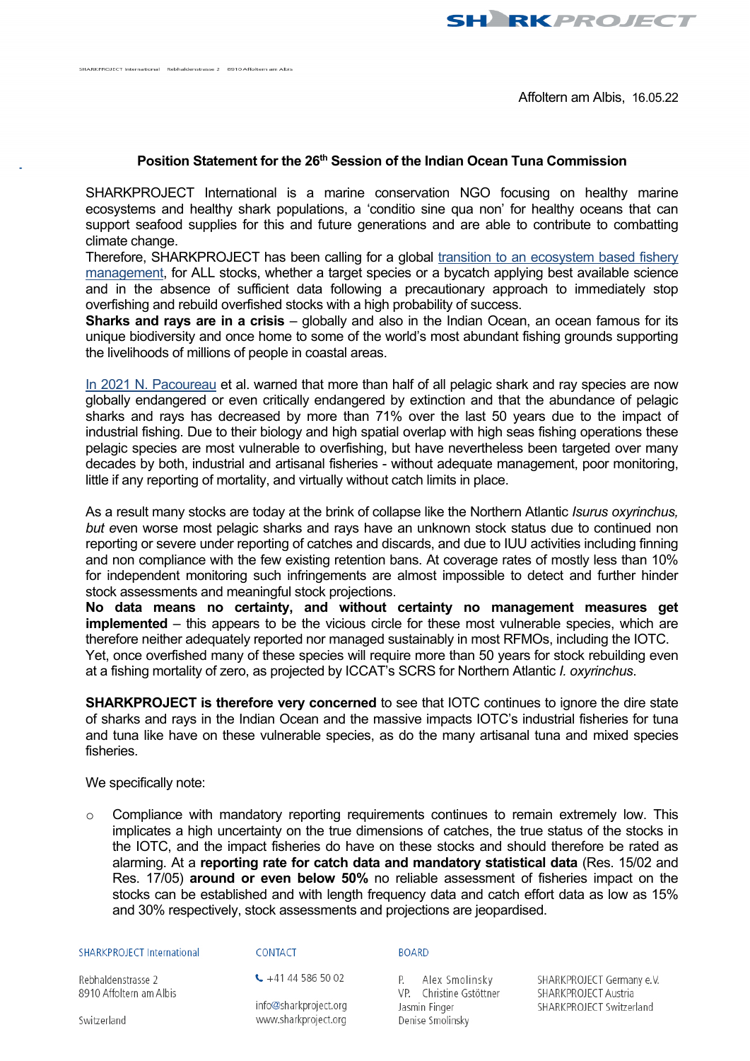SHARKPROJECT International Rebhaldenstrasse 2 8910 Affoltern am Albis

Affoltern am Albis, 16.05.22

## Position Statement for the 26th Session of the Indian Ocean Tuna Commission

SHARKPROJECT International is a marine conservation NGO focusing on healthy marine ecosystems and healthy shark populations, a 'conditio sine qua non' for healthy oceans that can support seafood supplies for this and future generations and are able to contribute to combatting climate change.
Therefore, SHARKPROJECT has been calling for a global transition to an ecosystem based fishery management, for ALL stocks, whether a target species or a bycatch applying best available science and in the absence of sufficient data following a precautionary approach to immediately stop overfishing and rebuild overfished stocks with a high probability of success.
**Sharks and rays are in a crisis** – globally and also in the Indian Ocean, an ocean famous for its unique biodiversity and once home to some of the world's most abundant fishing grounds supporting the livelihoods of millions of people in coastal areas.

In 2021 N. Pacoureau et al. warned that more than half of all pelagic shark and ray species are now globally endangered or even critically endangered by extinction and that the abundance of pelagic sharks and rays has decreased by more than 71% over the last 50 years due to the impact of industrial fishing. Due to their biology and high spatial overlap with high seas fishing operations these pelagic species are most vulnerable to overfishing, but have nevertheless been targeted over many decades by both, industrial and artisanal fisheries - without adequate management, poor monitoring, little if any reporting of mortality, and virtually without catch limits in place.

As a result many stocks are today at the brink of collapse like the Northern Atlantic *Isurus oxyrinchus, but e*ven worse most pelagic sharks and rays have an unknown stock status due to continued non reporting or severe under reporting of catches and discards, and due to IUU activities including finning and non compliance with the few existing retention bans. At coverage rates of mostly less than 10% for independent monitoring such infringements are almost impossible to detect and further hinder stock assessments and meaningful stock projections.
**No data means no certainty, and without certainty no management measures get implemented** – this appears to be the vicious circle for these most vulnerable species, which are therefore neither adequately reported nor managed sustainably in most RFMOs, including the IOTC.
Yet, once overfished many of these species will require more than 50 years for stock rebuilding even at a fishing mortality of zero, as projected by ICCAT's SCRS for Northern Atlantic *I. oxyrinchus*.

**SHARKPROJECT is therefore very concerned** to see that IOTC continues to ignore the dire state of sharks and rays in the Indian Ocean and the massive impacts IOTC's industrial fisheries for tuna and tuna like have on these vulnerable species, as do the many artisanal tuna and mixed species fisheries.

We specifically note:

- Compliance with mandatory reporting requirements continues to remain extremely low. This implicates a high uncertainty on the true dimensions of catches, the true status of the stocks in the IOTC, and the impact fisheries do have on these stocks and should therefore be rated as alarming. At a **reporting rate for catch data and mandatory statistical data** (Res. 15/02 and Res. 17/05) **around or even below 50%** no reliable assessment of fisheries impact on the stocks can be established and with length frequency data and catch effort data as low as 15% and 30% respectively, stock assessments and projections are jeopardised.

SHARKPROJECT International
Rebhaldenstrasse 2
8910 Affoltern am Albis
Switzerland

CONTACT
+41 44 586 50 02
info@sharkproject.org
www.sharkproject.org

BOARD
P. Alex Smolinsky
VP. Christine Gstöttner
Jasmin Finger
Denise Smolinsky

SHARKPROJECT Germany e.V.
SHARKPROJECT Austria
SHARKPROJECT Switzerland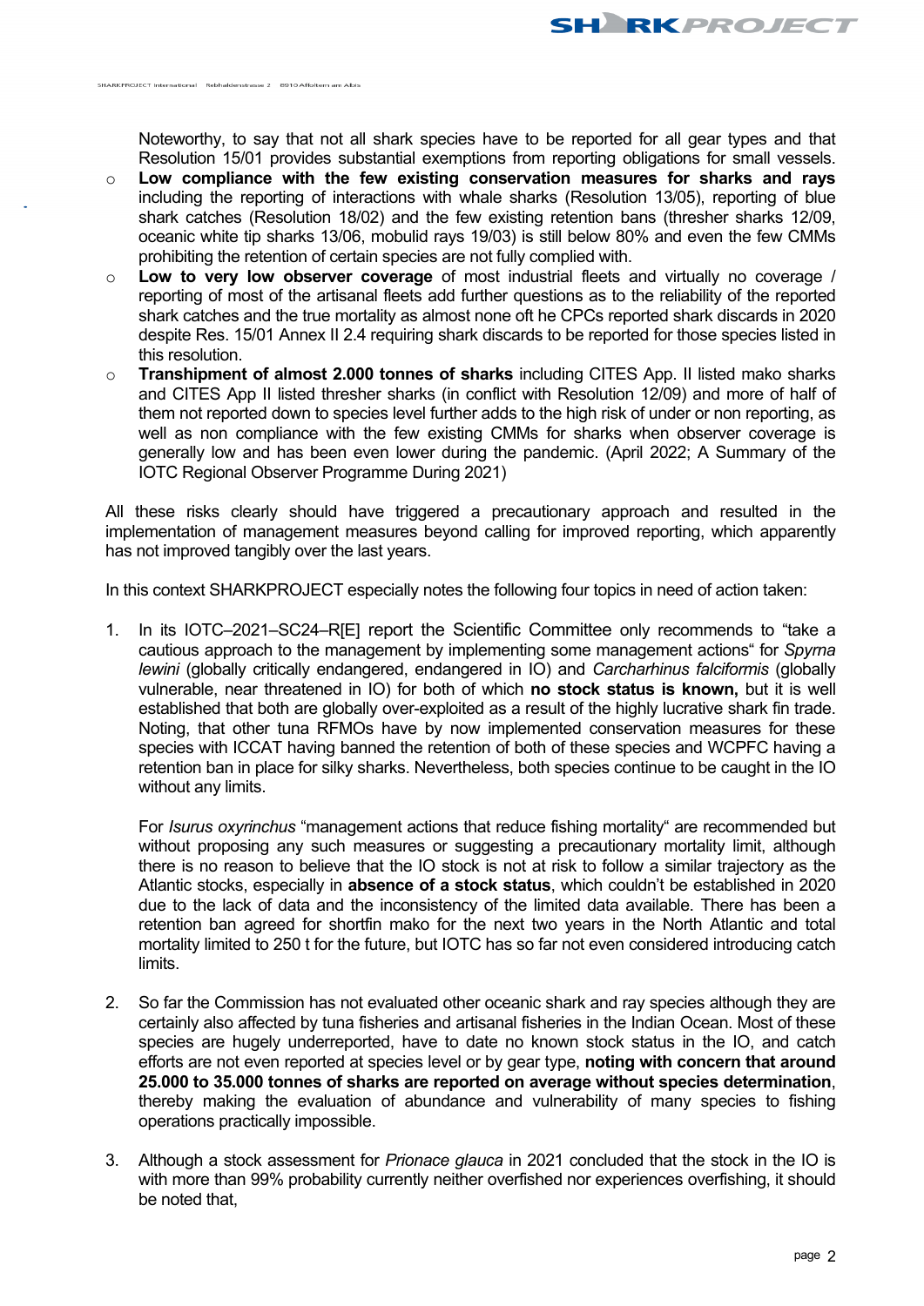Noteworthy, to say that not all shark species have to be reported for all gear types and that Resolution 15/01 provides substantial exemptions from reporting obligations for small vessels.

- **Low compliance with the few existing conservation measures for sharks and rays** including the reporting of interactions with whale sharks (Resolution 13/05), reporting of blue shark catches (Resolution 18/02) and the few existing retention bans (thresher sharks 12/09, oceanic white tip sharks 13/06, mobulid rays 19/03) is still below 80% and even the few CMMs prohibiting the retention of certain species are not fully complied with.
- **Low to very low observer coverage** of most industrial fleets and virtually no coverage / reporting of most of the artisanal fleets add further questions as to the reliability of the reported shark catches and the true mortality as almost none oft he CPCs reported shark discards in 2020 despite Res. 15/01 Annex II 2.4 requiring shark discards to be reported for those species listed in this resolution.
- **Transhipment of almost 2.000 tonnes of sharks** including CITES App. II listed mako sharks and CITES App II listed thresher sharks (in conflict with Resolution 12/09) and more of half of them not reported down to species level further adds to the high risk of under or non reporting, as well as non compliance with the few existing CMMs for sharks when observer coverage is generally low and has been even lower during the pandemic. (April 2022; A Summary of the IOTC Regional Observer Programme During 2021)

All these risks clearly should have triggered a precautionary approach and resulted in the implementation of management measures beyond calling for improved reporting, which apparently has not improved tangibly over the last years.

In this context SHARKPROJECT especially notes the following four topics in need of action taken:

1. In its IOTC–2021–SC24–R[E] report the Scientific Committee only recommends to "take a cautious approach to the management by implementing some management actions" for *Spyrna lewini* (globally critically endangered, endangered in IO) and *Carcharhinus falciformis* (globally vulnerable, near threatened in IO) for both of which **no stock status is known,** but it is well established that both are globally over-exploited as a result of the highly lucrative shark fin trade. Noting, that other tuna RFMOs have by now implemented conservation measures for these species with ICCAT having banned the retention of both of these species and WCPFC having a retention ban in place for silky sharks. Nevertheless, both species continue to be caught in the IO without any limits.

   For *Isurus oxyrinchus* "management actions that reduce fishing mortality" are recommended but without proposing any such measures or suggesting a precautionary mortality limit, although there is no reason to believe that the IO stock is not at risk to follow a similar trajectory as the Atlantic stocks, especially in **absence of a stock status**, which couldn't be established in 2020 due to the lack of data and the inconsistency of the limited data available. There has been a retention ban agreed for shortfin mako for the next two years in the North Atlantic and total mortality limited to 250 t for the future, but IOTC has so far not even considered introducing catch limits.

2. So far the Commission has not evaluated other oceanic shark and ray species although they are certainly also affected by tuna fisheries and artisanal fisheries in the Indian Ocean. Most of these species are hugely underreported, have to date no known stock status in the IO, and catch efforts are not even reported at species level or by gear type, **noting with concern that around 25.000 to 35.000 tonnes of sharks are reported on average without species determination**, thereby making the evaluation of abundance and vulnerability of many species to fishing operations practically impossible.

3. Although a stock assessment for *Prionace glauca* in 2021 concluded that the stock in the IO is with more than 99% probability currently neither overfished nor experiences overfishing, it should be noted that,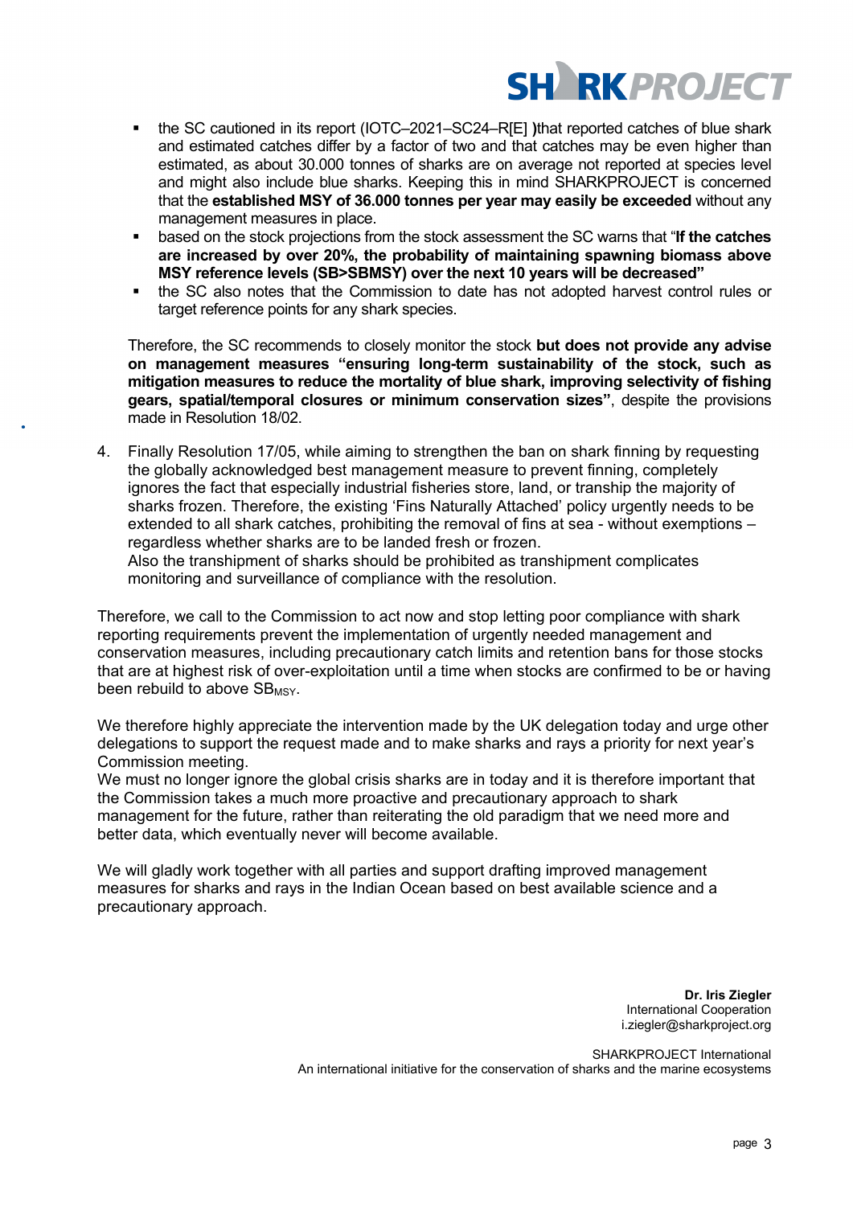- the SC cautioned in its report (IOTC–2021–SC24–R[E] )that reported catches of blue shark and estimated catches differ by a factor of two and that catches may be even higher than estimated, as about 30.000 tonnes of sharks are on average not reported at species level and might also include blue sharks. Keeping this in mind SHARKPROJECT is concerned that the **established MSY of 36.000 tonnes per year may easily be exceeded** without any management measures in place.
- based on the stock projections from the stock assessment the SC warns that "**If the catches are increased by over 20%, the probability of maintaining spawning biomass above MSY reference levels (SB>SBMSY) over the next 10 years will be decreased"**
- the SC also notes that the Commission to date has not adopted harvest control rules or target reference points for any shark species.

Therefore, the SC recommends to closely monitor the stock **but does not provide any advise on management measures "ensuring long-term sustainability of the stock, such as mitigation measures to reduce the mortality of blue shark, improving selectivity of fishing gears, spatial/temporal closures or minimum conservation sizes"**, despite the provisions made in Resolution 18/02.

4. Finally Resolution 17/05, while aiming to strengthen the ban on shark finning by requesting the globally acknowledged best management measure to prevent finning, completely ignores the fact that especially industrial fisheries store, land, or tranship the majority of sharks frozen. Therefore, the existing 'Fins Naturally Attached' policy urgently needs to be extended to all shark catches, prohibiting the removal of fins at sea - without exemptions – regardless whether sharks are to be landed fresh or frozen.
   Also the transhipment of sharks should be prohibited as transhipment complicates monitoring and surveillance of compliance with the resolution.

Therefore, we call to the Commission to act now and stop letting poor compliance with shark reporting requirements prevent the implementation of urgently needed management and conservation measures, including precautionary catch limits and retention bans for those stocks that are at highest risk of over-exploitation until a time when stocks are confirmed to be or having been rebuild to above $SB_{MSY}$.

We therefore highly appreciate the intervention made by the UK delegation today and urge other delegations to support the request made and to make sharks and rays a priority for next year's Commission meeting.
We must no longer ignore the global crisis sharks are in today and it is therefore important that the Commission takes a much more proactive and precautionary approach to shark management for the future, rather than reiterating the old paradigm that we need more and better data, which eventually never will become available.

We will gladly work together with all parties and support drafting improved management measures for sharks and rays in the Indian Ocean based on best available science and a precautionary approach.

**Dr. Iris Ziegler**
International Cooperation
i.ziegler@sharkproject.org

SHARKPROJECT International
An international initiative for the conservation of sharks and the marine ecosystems